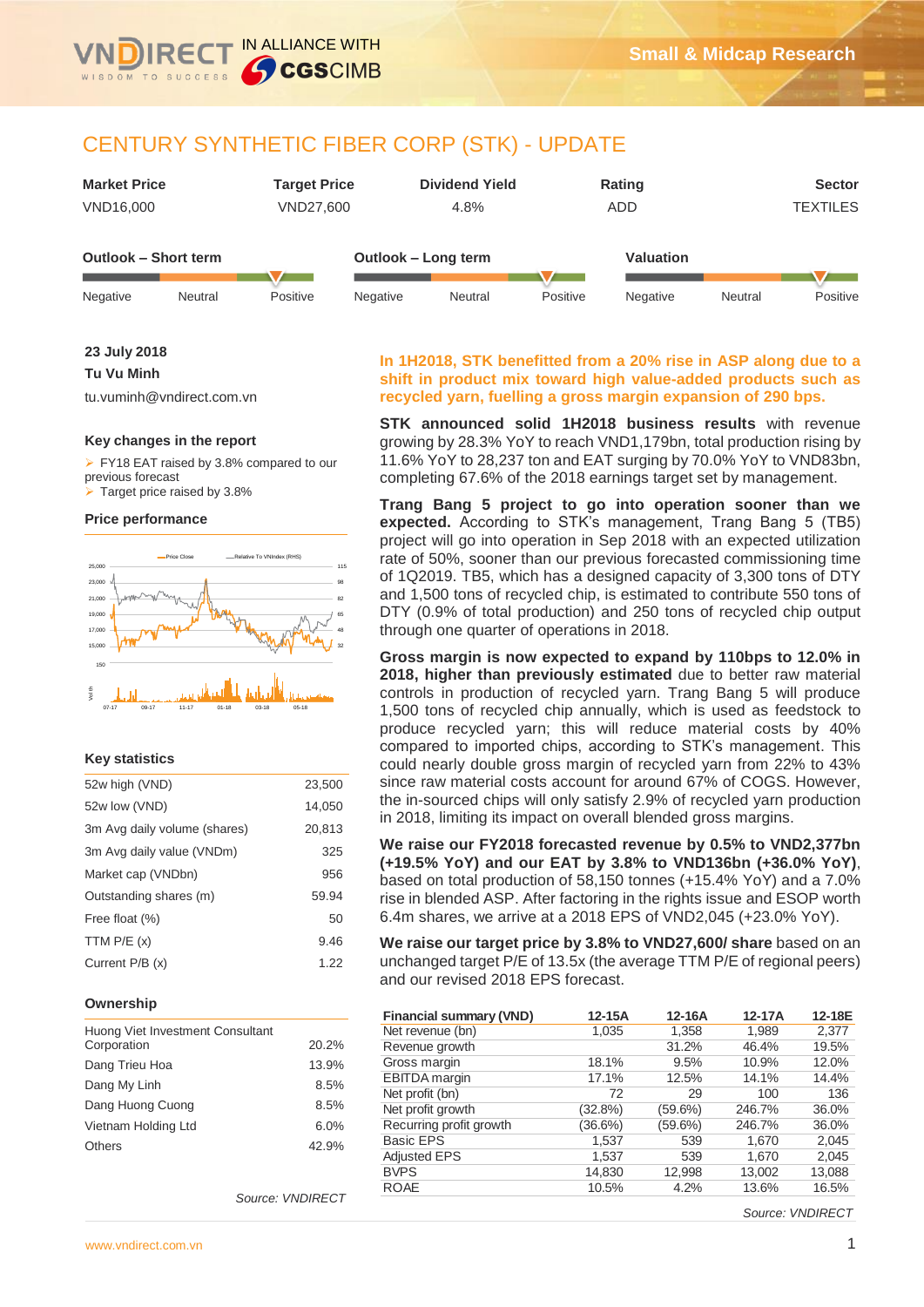# CENTURY SYNTHETIC FIBER CORP (STK) - UPDATE

| Market Price | Target Price | Dividend Yield | Rating | Sector |
|---|---|---|---|---|
| VND16,000 | VND27,600 | 4.8% | ADD | TEXTILES |

**Outlook – Short term:** Negative / Neutral / Positive (Positive)

**Outlook – Long term:** Negative / Neutral / Positive (Positive)

**Valuation:** Negative / Neutral / Positive (Positive)

**23 July 2018**

**Tu Vu Minh**

tu.vuminh@vndirect.com.vn

### Key changes in the report

- FY18 EAT raised by 3.8% compared to our previous forecast
- Target price raised by 3.8%

### Price performance

### Key statistics

| | |
|---|---|
| 52w high (VND) | 23,500 |
| 52w low (VND) | 14,050 |
| 3m Avg daily volume (shares) | 20,813 |
| 3m Avg daily value (VNDm) | 325 |
| Market cap (VNDbn) | 956 |
| Outstanding shares (m) | 59.94 |
| Free float (%) | 50 |
| TTM P/E (x) | 9.46 |
| Current P/B (x) | 1.22 |

### Ownership

| | |
|---|---|
| Huong Viet Investment Consultant Corporation | 20.2% |
| Dang Trieu Hoa | 13.9% |
| Dang My Linh | 8.5% |
| Dang Huong Cuong | 8.5% |
| Vietnam Holding Ltd | 6.0% |
| Others | 42.9% |

*Source: VNDIRECT*

**In 1H2018, STK benefitted from a 20% rise in ASP along due to a shift in product mix toward high value-added products such as recycled yarn, fuelling a gross margin expansion of 290 bps.**

**STK announced solid 1H2018 business results** with revenue growing by 28.3% YoY to reach VND1,179bn, total production rising by 11.6% YoY to 28,237 ton and EAT surging by 70.0% YoY to VND83bn, completing 67.6% of the 2018 earnings target set by management.

**Trang Bang 5 project to go into operation sooner than we expected.** According to STK's management, Trang Bang 5 (TB5) project will go into operation in Sep 2018 with an expected utilization rate of 50%, sooner than our previous forecasted commissioning time of 1Q2019. TB5, which has a designed capacity of 3,300 tons of DTY and 1,500 tons of recycled chip, is estimated to contribute 550 tons of DTY (0.9% of total production) and 250 tons of recycled chip output through one quarter of operations in 2018.

**Gross margin is now expected to expand by 110bps to 12.0% in 2018, higher than previously estimated** due to better raw material controls in production of recycled yarn. Trang Bang 5 will produce 1,500 tons of recycled chip annually, which is used as feedstock to produce recycled yarn; this will reduce material costs by 40% compared to imported chips, according to STK's management. This could nearly double gross margin of recycled yarn from 22% to 43% since raw material costs account for around 67% of COGS. However, the in-sourced chips will only satisfy 2.9% of recycled yarn production in 2018, limiting its impact on overall blended gross margins.

**We raise our FY2018 forecasted revenue by 0.5% to VND2,377bn (+19.5% YoY) and our EAT by 3.8% to VND136bn (+36.0% YoY)**, based on total production of 58,150 tonnes (+15.4% YoY) and a 7.0% rise in blended ASP. After factoring in the rights issue and ESOP worth 6.4m shares, we arrive at a 2018 EPS of VND2,045 (+23.0% YoY).

**We raise our target price by 3.8% to VND27,600/ share** based on an unchanged target P/E of 13.5x (the average TTM P/E of regional peers) and our revised 2018 EPS forecast.

| Financial summary (VND) | 12-15A | 12-16A | 12-17A | 12-18E |
|---|---|---|---|---|
| Net revenue (bn) | 1,035 | 1,358 | 1,989 | 2,377 |
| Revenue growth | | 31.2% | 46.4% | 19.5% |
| Gross margin | 18.1% | 9.5% | 10.9% | 12.0% |
| EBITDA margin | 17.1% | 12.5% | 14.1% | 14.4% |
| Net profit (bn) | 72 | 29 | 100 | 136 |
| Net profit growth | (32.8%) | (59.6%) | 246.7% | 36.0% |
| Recurring profit growth | (36.6%) | (59.6%) | 246.7% | 36.0% |
| Basic EPS | 1,537 | 539 | 1,670 | 2,045 |
| Adjusted EPS | 1,537 | 539 | 1,670 | 2,045 |
| BVPS | 14,830 | 12,998 | 13,002 | 13,088 |
| ROAE | 10.5% | 4.2% | 13.6% | 16.5% |

*Source: VNDIRECT*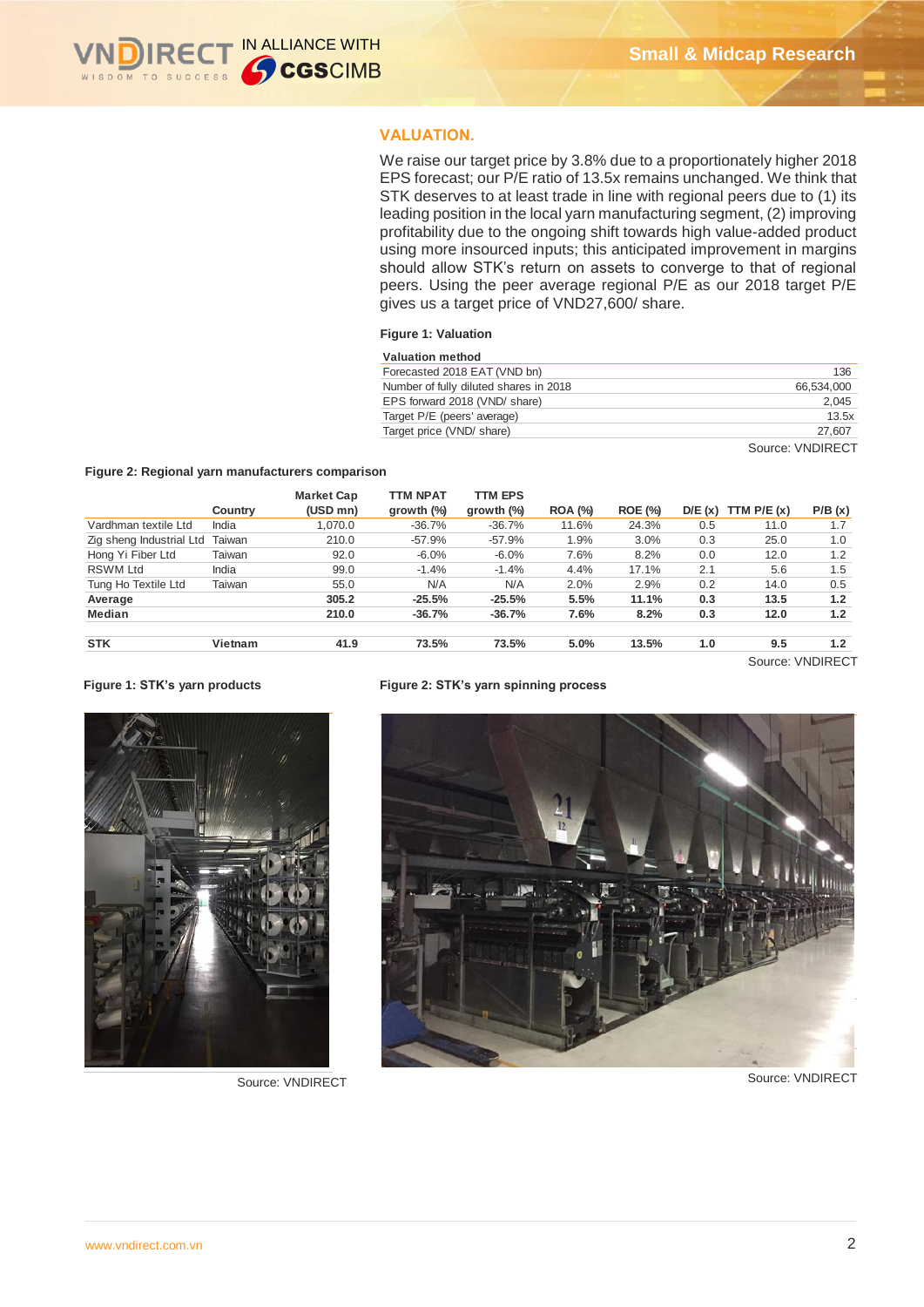## VALUATION.

We raise our target price by 3.8% due to a proportionately higher 2018 EPS forecast; our P/E ratio of 13.5x remains unchanged. We think that STK deserves to at least trade in line with regional peers due to (1) its leading position in the local yarn manufacturing segment, (2) improving profitability due to the ongoing shift towards high value-added product using more insourced inputs; this anticipated improvement in margins should allow STK's return on assets to converge to that of regional peers. Using the peer average regional P/E as our 2018 target P/E gives us a target price of VND27,600/ share.

**Figure 1: Valuation**

| Valuation method | |
|---|---|
| Forecasted 2018 EAT (VND bn) | 136 |
| Number of fully diluted shares in 2018 | 66,534,000 |
| EPS forward 2018 (VND/ share) | 2,045 |
| Target P/E (peers' average) | 13.5x |
| Target price (VND/ share) | 27,607 |

Source: VNDIRECT

**Figure 2: Regional yarn manufacturers comparison**

| | Country | Market Cap (USD mn) | TTM NPAT growth (%) | TTM EPS growth (%) | ROA (%) | ROE (%) | D/E (x) | TTM P/E (x) | P/B (x) |
|---|---|---|---|---|---|---|---|---|---|
| Vardhman textile Ltd | India | 1,070.0 | -36.7% | -36.7% | 11.6% | 24.3% | 0.5 | 11.0 | 1.7 |
| Zig sheng Industrial Ltd | Taiwan | 210.0 | -57.9% | -57.9% | 1.9% | 3.0% | 0.3 | 25.0 | 1.0 |
| Hong Yi Fiber Ltd | Taiwan | 92.0 | -6.0% | -6.0% | 7.6% | 8.2% | 0.0 | 12.0 | 1.2 |
| RSWM Ltd | India | 99.0 | -1.4% | -1.4% | 4.4% | 17.1% | 2.1 | 5.6 | 1.5 |
| Tung Ho Textile Ltd | Taiwan | 55.0 | N/A | N/A | 2.0% | 2.9% | 0.2 | 14.0 | 0.5 |
| **Average** | | **305.2** | **-25.5%** | **-25.5%** | **5.5%** | **11.1%** | **0.3** | **13.5** | **1.2** |
| **Median** | | **210.0** | **-36.7%** | **-36.7%** | **7.6%** | **8.2%** | **0.3** | **12.0** | **1.2** |
| **STK** | **Vietnam** | **41.9** | **73.5%** | **73.5%** | **5.0%** | **13.5%** | **1.0** | **9.5** | **1.2** |

Source: VNDIRECT

**Figure 1: STK's yarn products**

Source: VNDIRECT

**Figure 2: STK's yarn spinning process**

Source: VNDIRECT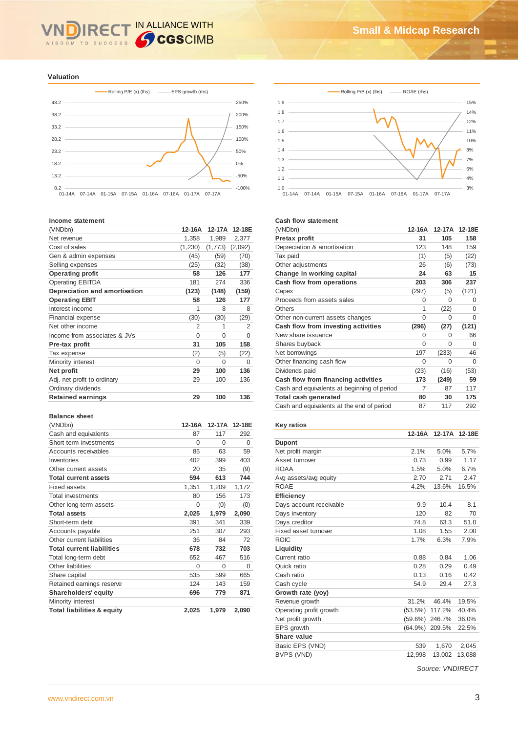## Valuation

Rolling P/E (x) (lhs) — EPS growth (rhs)

Rolling P/B (x) (lhs) — ROAE (rhs)

### Income statement

| (VNDbn) | 12-16A | 12-17A | 12-18E |
|---|---|---|---|
| Net revenue | 1,358 | 1,989 | 2,377 |
| Cost of sales | (1,230) | (1,773) | (2,092) |
| Gen & admin expenses | (45) | (59) | (70) |
| Selling expenses | (25) | (32) | (38) |
| **Operating profit** | **58** | **126** | **177** |
| Operating EBITDA | 181 | 274 | 336 |
| **Depreciation and amortisation** | **(123)** | **(148)** | **(159)** |
| **Operating EBIT** | **58** | **126** | **177** |
| Interest income | 1 | 8 | 8 |
| Financial expense | (30) | (30) | (29) |
| Net other income | 2 | 1 | 2 |
| Income from associates & JVs | 0 | 0 | 0 |
| **Pre-tax profit** | **31** | **105** | **158** |
| Tax expense | (2) | (5) | (22) |
| Minority interest | 0 | 0 | 0 |
| **Net profit** | **29** | **100** | **136** |
| Adj. net profit to ordinary | 29 | 100 | 136 |
| Ordinary dividends | | | |
| **Retained earnings** | **29** | **100** | **136** |

### Balance sheet

| (VNDbn) | 12-16A | 12-17A | 12-18E |
|---|---|---|---|
| Cash and equivalents | 87 | 117 | 292 |
| Short term investments | 0 | 0 | 0 |
| Accounts receivables | 85 | 63 | 59 |
| Inventories | 402 | 399 | 403 |
| Other current assets | 20 | 35 | (9) |
| **Total current assets** | **594** | **613** | **744** |
| Fixed assets | 1,351 | 1,209 | 1,172 |
| Total investments | 80 | 156 | 173 |
| Other long-term assets | 0 | (0) | (0) |
| **Total assets** | **2,025** | **1,979** | **2,090** |
| Short-term debt | 391 | 341 | 339 |
| Accounts payable | 251 | 307 | 293 |
| Other current liabilities | 36 | 84 | 72 |
| **Total current liabilities** | **678** | **732** | **703** |
| Total long-term debt | 652 | 467 | 516 |
| Other liabilities | 0 | 0 | 0 |
| Share capital | 535 | 599 | 665 |
| Retained earnings reserve | 124 | 143 | 159 |
| **Shareholders' equity** | **696** | **779** | **871** |
| Minority interest | | | |
| **Total liabilities & equity** | **2,025** | **1,979** | **2,090** |

### Cash flow statement

| (VNDbn) | 12-16A | 12-17A | 12-18E |
|---|---|---|---|
| **Pretax profit** | **31** | **105** | **158** |
| Depreciation & amortisation | 123 | 148 | 159 |
| Tax paid | (1) | (5) | (22) |
| Other adjustments | 26 | (6) | (73) |
| **Change in working capital** | **24** | **63** | **15** |
| **Cash flow from operations** | **203** | **306** | **237** |
| Capex | (297) | (5) | (121) |
| Proceeds from assets sales | 0 | 0 | 0 |
| Others | 1 | (22) | 0 |
| Other non-current assets changes | 0 | 0 | 0 |
| **Cash flow from investing activities** | **(296)** | **(27)** | **(121)** |
| New share issuance | 0 | 0 | 66 |
| Shares buyback | 0 | 0 | 0 |
| Net borrowings | 197 | (233) | 46 |
| Other financing cash flow | 0 | 0 | 0 |
| Dividends paid | (23) | (16) | (53) |
| **Cash flow from financing activities** | **173** | **(249)** | **59** |
| Cash and equivalents at beginning of period | 7 | 87 | 117 |
| **Total cash generated** | **80** | **30** | **175** |
| Cash and equivalents at the end of period | 87 | 117 | 292 |

### Key ratios

| | 12-16A | 12-17A | 12-18E |
|---|---|---|---|
| **Dupont** | | | |
| Net profit margin | 2.1% | 5.0% | 5.7% |
| Asset turnover | 0.73 | 0.99 | 1.17 |
| ROAA | 1.5% | 5.0% | 6.7% |
| Avg assets/avg equity | 2.70 | 2.71 | 2.47 |
| ROAE | 4.2% | 13.6% | 16.5% |
| **Efficiency** | | | |
| Days account receivable | 9.9 | 10.4 | 8.1 |
| Days inventory | 120 | 82 | 70 |
| Days creditor | 74.8 | 63.3 | 51.0 |
| Fixed asset turnover | 1.08 | 1.55 | 2.00 |
| ROIC | 1.7% | 6.3% | 7.9% |
| **Liquidity** | | | |
| Current ratio | 0.88 | 0.84 | 1.06 |
| Quick ratio | 0.28 | 0.29 | 0.49 |
| Cash ratio | 0.13 | 0.16 | 0.42 |
| Cash cycle | 54.9 | 29.4 | 27.3 |
| **Growth rate (yoy)** | | | |
| Revenue growth | 31.2% | 46.4% | 19.5% |
| Operating profit growth | (53.5%) | 117.2% | 40.4% |
| Net profit growth | (59.6%) | 246.7% | 36.0% |
| EPS growth | (64.9%) | 209.5% | 22.5% |
| **Share value** | | | |
| Basic EPS (VND) | 539 | 1,670 | 2,045 |
| BVPS (VND) | 12,998 | 13,002 | 13,088 |

*Source: VNDIRECT*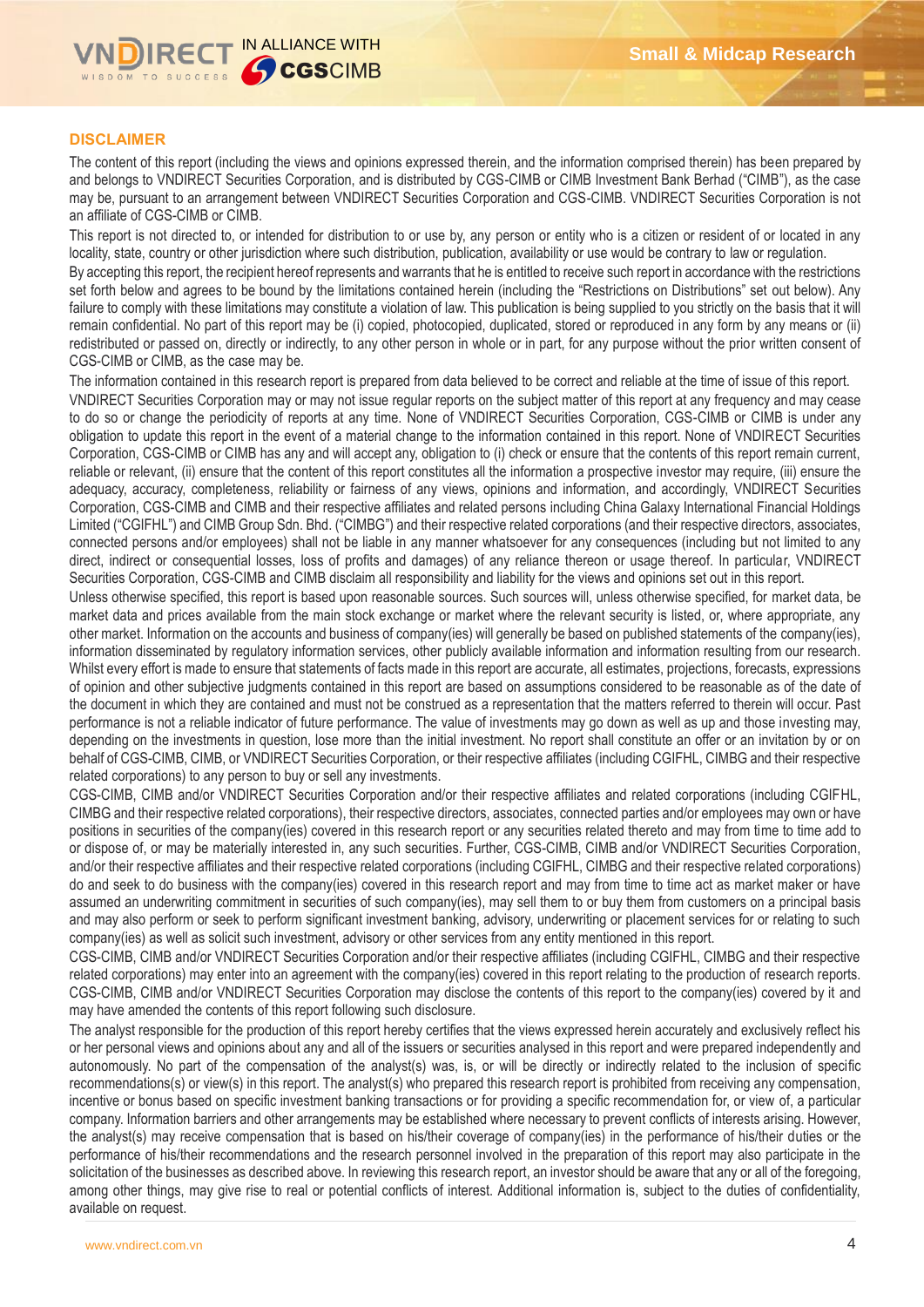## DISCLAIMER

The content of this report (including the views and opinions expressed therein, and the information comprised therein) has been prepared by and belongs to VNDIRECT Securities Corporation, and is distributed by CGS-CIMB or CIMB Investment Bank Berhad ("CIMB"), as the case may be, pursuant to an arrangement between VNDIRECT Securities Corporation and CGS-CIMB. VNDIRECT Securities Corporation is not an affiliate of CGS-CIMB or CIMB.

This report is not directed to, or intended for distribution to or use by, any person or entity who is a citizen or resident of or located in any locality, state, country or other jurisdiction where such distribution, publication, availability or use would be contrary to law or regulation.

By accepting this report, the recipient hereof represents and warrants that he is entitled to receive such report in accordance with the restrictions set forth below and agrees to be bound by the limitations contained herein (including the "Restrictions on Distributions" set out below). Any failure to comply with these limitations may constitute a violation of law. This publication is being supplied to you strictly on the basis that it will remain confidential. No part of this report may be (i) copied, photocopied, duplicated, stored or reproduced in any form by any means or (ii) redistributed or passed on, directly or indirectly, to any other person in whole or in part, for any purpose without the prior written consent of CGS-CIMB or CIMB, as the case may be.

The information contained in this research report is prepared from data believed to be correct and reliable at the time of issue of this report. VNDIRECT Securities Corporation may or may not issue regular reports on the subject matter of this report at any frequency and may cease to do so or change the periodicity of reports at any time. None of VNDIRECT Securities Corporation, CGS-CIMB or CIMB is under any obligation to update this report in the event of a material change to the information contained in this report. None of VNDIRECT Securities Corporation, CGS-CIMB or CIMB has any and will accept any, obligation to (i) check or ensure that the contents of this report remain current, reliable or relevant, (ii) ensure that the content of this report constitutes all the information a prospective investor may require, (iii) ensure the adequacy, accuracy, completeness, reliability or fairness of any views, opinions and information, and accordingly, VNDIRECT Securities Corporation, CGS-CIMB and CIMB and their respective affiliates and related persons including China Galaxy International Financial Holdings Limited ("CGIFHL") and CIMB Group Sdn. Bhd. ("CIMBG") and their respective related corporations (and their respective directors, associates, connected persons and/or employees) shall not be liable in any manner whatsoever for any consequences (including but not limited to any direct, indirect or consequential losses, loss of profits and damages) of any reliance thereon or usage thereof. In particular, VNDIRECT Securities Corporation, CGS-CIMB and CIMB disclaim all responsibility and liability for the views and opinions set out in this report.

Unless otherwise specified, this report is based upon reasonable sources. Such sources will, unless otherwise specified, for market data, be market data and prices available from the main stock exchange or market where the relevant security is listed, or, where appropriate, any other market. Information on the accounts and business of company(ies) will generally be based on published statements of the company(ies), information disseminated by regulatory information services, other publicly available information and information resulting from our research. Whilst every effort is made to ensure that statements of facts made in this report are accurate, all estimates, projections, forecasts, expressions of opinion and other subjective judgments contained in this report are based on assumptions considered to be reasonable as of the date of the document in which they are contained and must not be construed as a representation that the matters referred to therein will occur. Past performance is not a reliable indicator of future performance. The value of investments may go down as well as up and those investing may, depending on the investments in question, lose more than the initial investment. No report shall constitute an offer or an invitation by or on behalf of CGS-CIMB, CIMB, or VNDIRECT Securities Corporation, or their respective affiliates (including CGIFHL, CIMBG and their respective related corporations) to any person to buy or sell any investments.

CGS-CIMB, CIMB and/or VNDIRECT Securities Corporation and/or their respective affiliates and related corporations (including CGIFHL, CIMBG and their respective related corporations), their respective directors, associates, connected parties and/or employees may own or have positions in securities of the company(ies) covered in this research report or any securities related thereto and may from time to time add to or dispose of, or may be materially interested in, any such securities. Further, CGS-CIMB, CIMB and/or VNDIRECT Securities Corporation, and/or their respective affiliates and their respective related corporations (including CGIFHL, CIMBG and their respective related corporations) do and seek to do business with the company(ies) covered in this research report and may from time to time act as market maker or have assumed an underwriting commitment in securities of such company(ies), may sell them to or buy them from customers on a principal basis and may also perform or seek to perform significant investment banking, advisory, underwriting or placement services for or relating to such company(ies) as well as solicit such investment, advisory or other services from any entity mentioned in this report.

CGS-CIMB, CIMB and/or VNDIRECT Securities Corporation and/or their respective affiliates (including CGIFHL, CIMBG and their respective related corporations) may enter into an agreement with the company(ies) covered in this report relating to the production of research reports. CGS-CIMB, CIMB and/or VNDIRECT Securities Corporation may disclose the contents of this report to the company(ies) covered by it and may have amended the contents of this report following such disclosure.

The analyst responsible for the production of this report hereby certifies that the views expressed herein accurately and exclusively reflect his or her personal views and opinions about any and all of the issuers or securities analysed in this report and were prepared independently and autonomously. No part of the compensation of the analyst(s) was, is, or will be directly or indirectly related to the inclusion of specific recommendations(s) or view(s) in this report. The analyst(s) who prepared this research report is prohibited from receiving any compensation, incentive or bonus based on specific investment banking transactions or for providing a specific recommendation for, or view of, a particular company. Information barriers and other arrangements may be established where necessary to prevent conflicts of interests arising. However, the analyst(s) may receive compensation that is based on his/their coverage of company(ies) in the performance of his/their duties or the performance of his/their recommendations and the research personnel involved in the preparation of this report may also participate in the solicitation of the businesses as described above. In reviewing this research report, an investor should be aware that any or all of the foregoing, among other things, may give rise to real or potential conflicts of interest. Additional information is, subject to the duties of confidentiality, available on request.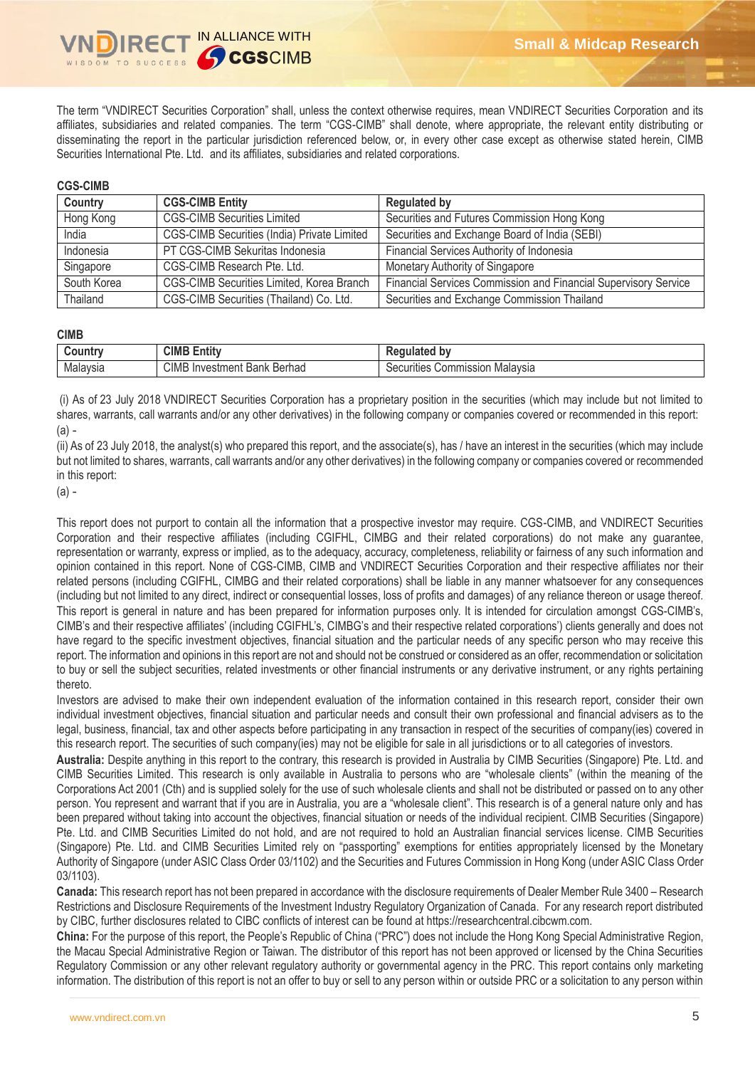The term "VNDIRECT Securities Corporation" shall, unless the context otherwise requires, mean VNDIRECT Securities Corporation and its affiliates, subsidiaries and related companies. The term "CGS-CIMB" shall denote, where appropriate, the relevant entity distributing or disseminating the report in the particular jurisdiction referenced below, or, in every other case except as otherwise stated herein, CIMB Securities International Pte. Ltd. and its affiliates, subsidiaries and related corporations.

**CGS-CIMB**

| Country | CGS-CIMB Entity | Regulated by |
|---|---|---|
| Hong Kong | CGS-CIMB Securities Limited | Securities and Futures Commission Hong Kong |
| India | CGS-CIMB Securities (India) Private Limited | Securities and Exchange Board of India (SEBI) |
| Indonesia | PT CGS-CIMB Sekuritas Indonesia | Financial Services Authority of Indonesia |
| Singapore | CGS-CIMB Research Pte. Ltd. | Monetary Authority of Singapore |
| South Korea | CGS-CIMB Securities Limited, Korea Branch | Financial Services Commission and Financial Supervisory Service |
| Thailand | CGS-CIMB Securities (Thailand) Co. Ltd. | Securities and Exchange Commission Thailand |

**CIMB**

| Country | CIMB Entity | Regulated by |
|---|---|---|
| Malaysia | CIMB Investment Bank Berhad | Securities Commission Malaysia |

(i) As of 23 July 2018 VNDIRECT Securities Corporation has a proprietary position in the securities (which may include but not limited to shares, warrants, call warrants and/or any other derivatives) in the following company or companies covered or recommended in this report:
(a) -

(ii) As of 23 July 2018, the analyst(s) who prepared this report, and the associate(s), has / have an interest in the securities (which may include but not limited to shares, warrants, call warrants and/or any other derivatives) in the following company or companies covered or recommended in this report:
(a) -

This report does not purport to contain all the information that a prospective investor may require. CGS-CIMB, and VNDIRECT Securities Corporation and their respective affiliates (including CGIFHL, CIMBG and their related corporations) do not make any guarantee, representation or warranty, express or implied, as to the adequacy, accuracy, completeness, reliability or fairness of any such information and opinion contained in this report. None of CGS-CIMB, CIMB and VNDIRECT Securities Corporation and their respective affiliates nor their related persons (including CGIFHL, CIMBG and their related corporations) shall be liable in any manner whatsoever for any consequences (including but not limited to any direct, indirect or consequential losses, loss of profits and damages) of any reliance thereon or usage thereof.
This report is general in nature and has been prepared for information purposes only. It is intended for circulation amongst CGS-CIMB's, CIMB's and their respective affiliates' (including CGIFHL's, CIMBG's and their respective related corporations') clients generally and does not have regard to the specific investment objectives, financial situation and the particular needs of any specific person who may receive this report. The information and opinions in this report are not and should not be construed or considered as an offer, recommendation or solicitation to buy or sell the subject securities, related investments or other financial instruments or any derivative instrument, or any rights pertaining thereto.
Investors are advised to make their own independent evaluation of the information contained in this research report, consider their own individual investment objectives, financial situation and particular needs and consult their own professional and financial advisers as to the legal, business, financial, tax and other aspects before participating in any transaction in respect of the securities of company(ies) covered in this research report. The securities of such company(ies) may not be eligible for sale in all jurisdictions or to all categories of investors.
**Australia:** Despite anything in this report to the contrary, this research is provided in Australia by CIMB Securities (Singapore) Pte. Ltd. and CIMB Securities Limited. This research is only available in Australia to persons who are "wholesale clients" (within the meaning of the Corporations Act 2001 (Cth) and is supplied solely for the use of such wholesale clients and shall not be distributed or passed on to any other person. You represent and warrant that if you are in Australia, you are a "wholesale client". This research is of a general nature only and has been prepared without taking into account the objectives, financial situation or needs of the individual recipient. CIMB Securities (Singapore) Pte. Ltd. and CIMB Securities Limited do not hold, and are not required to hold an Australian financial services license. CIMB Securities (Singapore) Pte. Ltd. and CIMB Securities Limited rely on "passporting" exemptions for entities appropriately licensed by the Monetary Authority of Singapore (under ASIC Class Order 03/1102) and the Securities and Futures Commission in Hong Kong (under ASIC Class Order 03/1103).
**Canada:** This research report has not been prepared in accordance with the disclosure requirements of Dealer Member Rule 3400 – Research Restrictions and Disclosure Requirements of the Investment Industry Regulatory Organization of Canada. For any research report distributed by CIBC, further disclosures related to CIBC conflicts of interest can be found at https://researchcentral.cibcwm.com.
**China:** For the purpose of this report, the People's Republic of China ("PRC") does not include the Hong Kong Special Administrative Region, the Macau Special Administrative Region or Taiwan. The distributor of this report has not been approved or licensed by the China Securities Regulatory Commission or any other relevant regulatory authority or governmental agency in the PRC. This report contains only marketing information. The distribution of this report is not an offer to buy or sell to any person within or outside PRC or a solicitation to any person within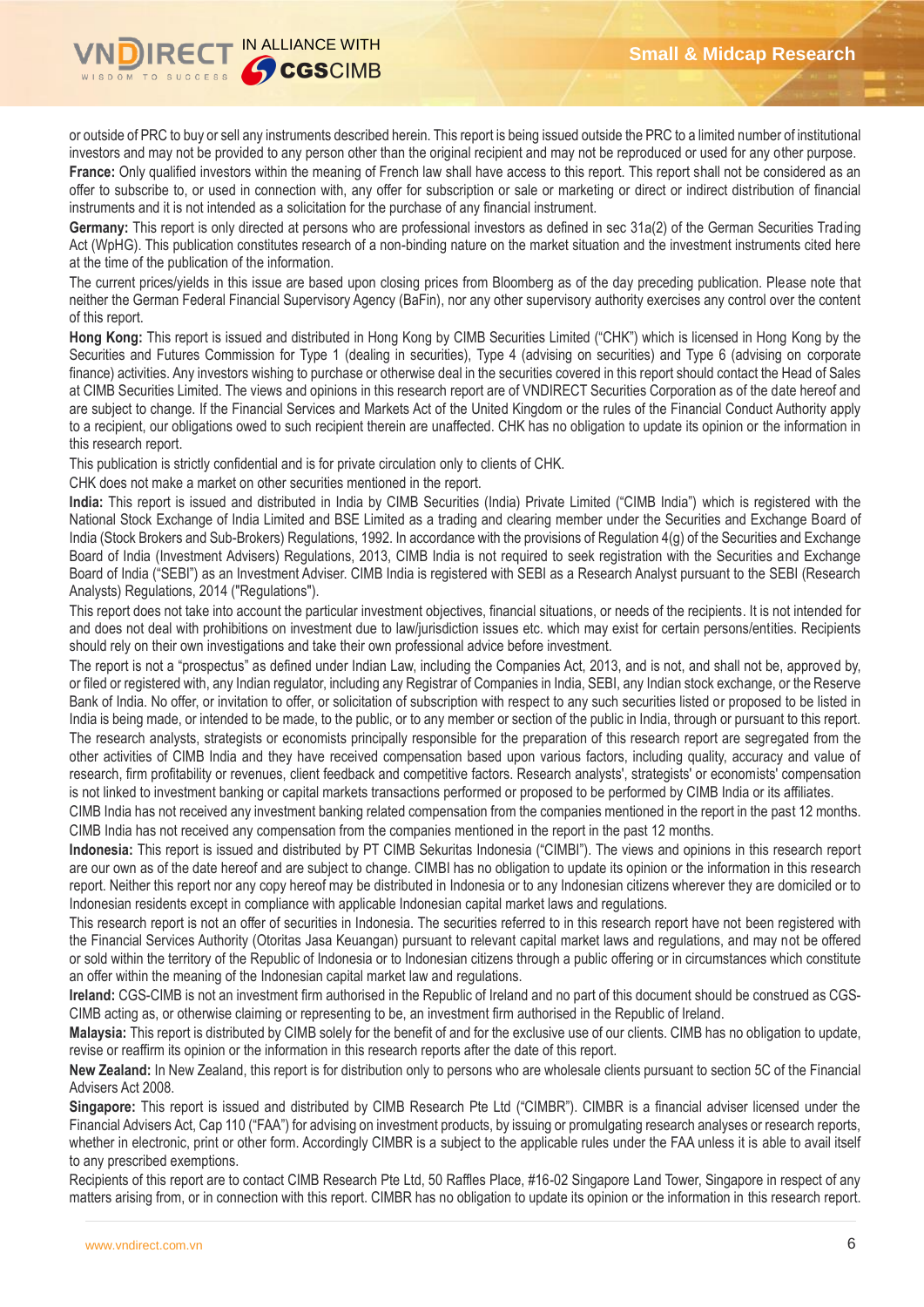or outside of PRC to buy or sell any instruments described herein. This report is being issued outside the PRC to a limited number of institutional investors and may not be provided to any person other than the original recipient and may not be reproduced or used for any other purpose.

**France:** Only qualified investors within the meaning of French law shall have access to this report. This report shall not be considered as an offer to subscribe to, or used in connection with, any offer for subscription or sale or marketing or direct or indirect distribution of financial instruments and it is not intended as a solicitation for the purchase of any financial instrument.

**Germany:** This report is only directed at persons who are professional investors as defined in sec 31a(2) of the German Securities Trading Act (WpHG). This publication constitutes research of a non-binding nature on the market situation and the investment instruments cited here at the time of the publication of the information.

The current prices/yields in this issue are based upon closing prices from Bloomberg as of the day preceding publication. Please note that neither the German Federal Financial Supervisory Agency (BaFin), nor any other supervisory authority exercises any control over the content of this report.

**Hong Kong:** This report is issued and distributed in Hong Kong by CIMB Securities Limited ("CHK") which is licensed in Hong Kong by the Securities and Futures Commission for Type 1 (dealing in securities), Type 4 (advising on securities) and Type 6 (advising on corporate finance) activities. Any investors wishing to purchase or otherwise deal in the securities covered in this report should contact the Head of Sales at CIMB Securities Limited. The views and opinions in this research report are of VNDIRECT Securities Corporation as of the date hereof and are subject to change. If the Financial Services and Markets Act of the United Kingdom or the rules of the Financial Conduct Authority apply to a recipient, our obligations owed to such recipient therein are unaffected. CHK has no obligation to update its opinion or the information in this research report.

This publication is strictly confidential and is for private circulation only to clients of CHK.

CHK does not make a market on other securities mentioned in the report.

**India:** This report is issued and distributed in India by CIMB Securities (India) Private Limited ("CIMB India") which is registered with the National Stock Exchange of India Limited and BSE Limited as a trading and clearing member under the Securities and Exchange Board of India (Stock Brokers and Sub-Brokers) Regulations, 1992. In accordance with the provisions of Regulation 4(g) of the Securities and Exchange Board of India (Investment Advisers) Regulations, 2013, CIMB India is not required to seek registration with the Securities and Exchange Board of India ("SEBI") as an Investment Adviser. CIMB India is registered with SEBI as a Research Analyst pursuant to the SEBI (Research Analysts) Regulations, 2014 ("Regulations").

This report does not take into account the particular investment objectives, financial situations, or needs of the recipients. It is not intended for and does not deal with prohibitions on investment due to law/jurisdiction issues etc. which may exist for certain persons/entities. Recipients should rely on their own investigations and take their own professional advice before investment.

The report is not a "prospectus" as defined under Indian Law, including the Companies Act, 2013, and is not, and shall not be, approved by, or filed or registered with, any Indian regulator, including any Registrar of Companies in India, SEBI, any Indian stock exchange, or the Reserve Bank of India. No offer, or invitation to offer, or solicitation of subscription with respect to any such securities listed or proposed to be listed in India is being made, or intended to be made, to the public, or to any member or section of the public in India, through or pursuant to this report.

The research analysts, strategists or economists principally responsible for the preparation of this research report are segregated from the other activities of CIMB India and they have received compensation based upon various factors, including quality, accuracy and value of research, firm profitability or revenues, client feedback and competitive factors. Research analysts', strategists' or economists' compensation is not linked to investment banking or capital markets transactions performed or proposed to be performed by CIMB India or its affiliates.

CIMB India has not received any investment banking related compensation from the companies mentioned in the report in the past 12 months.

CIMB India has not received any compensation from the companies mentioned in the report in the past 12 months.

**Indonesia:** This report is issued and distributed by PT CIMB Sekuritas Indonesia ("CIMBI"). The views and opinions in this research report are our own as of the date hereof and are subject to change. CIMBI has no obligation to update its opinion or the information in this research report. Neither this report nor any copy hereof may be distributed in Indonesia or to any Indonesian citizens wherever they are domiciled or to Indonesian residents except in compliance with applicable Indonesian capital market laws and regulations.

This research report is not an offer of securities in Indonesia. The securities referred to in this research report have not been registered with the Financial Services Authority (Otoritas Jasa Keuangan) pursuant to relevant capital market laws and regulations, and may not be offered or sold within the territory of the Republic of Indonesia or to Indonesian citizens through a public offering or in circumstances which constitute an offer within the meaning of the Indonesian capital market law and regulations.

**Ireland:** CGS-CIMB is not an investment firm authorised in the Republic of Ireland and no part of this document should be construed as CGS-CIMB acting as, or otherwise claiming or representing to be, an investment firm authorised in the Republic of Ireland.

**Malaysia:** This report is distributed by CIMB solely for the benefit of and for the exclusive use of our clients. CIMB has no obligation to update, revise or reaffirm its opinion or the information in this research reports after the date of this report.

**New Zealand:** In New Zealand, this report is for distribution only to persons who are wholesale clients pursuant to section 5C of the Financial Advisers Act 2008.

**Singapore:** This report is issued and distributed by CIMB Research Pte Ltd ("CIMBR"). CIMBR is a financial adviser licensed under the Financial Advisers Act, Cap 110 ("FAA") for advising on investment products, by issuing or promulgating research analyses or research reports, whether in electronic, print or other form. Accordingly CIMBR is a subject to the applicable rules under the FAA unless it is able to avail itself to any prescribed exemptions.

Recipients of this report are to contact CIMB Research Pte Ltd, 50 Raffles Place, #16-02 Singapore Land Tower, Singapore in respect of any matters arising from, or in connection with this report. CIMBR has no obligation to update its opinion or the information in this research report.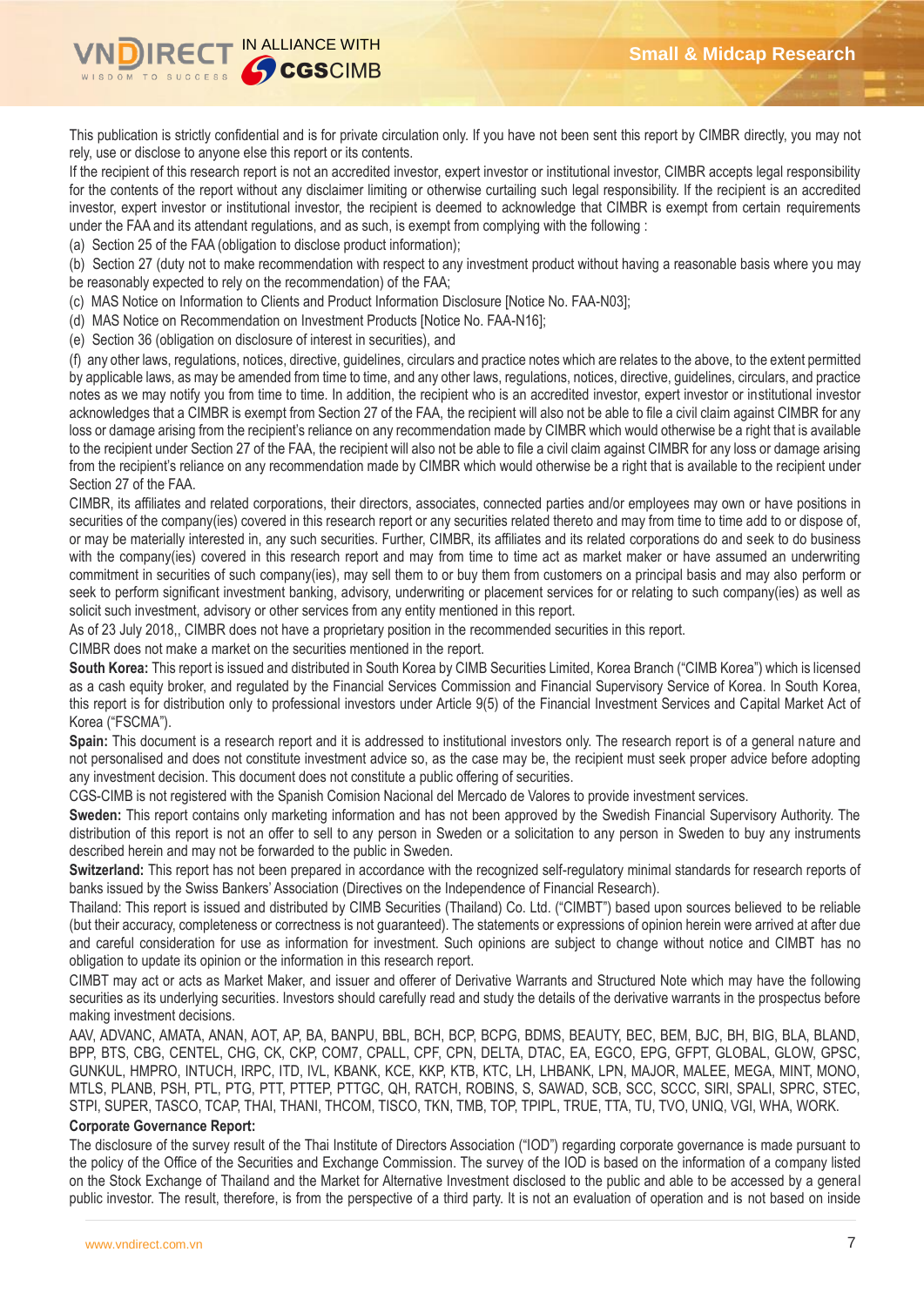This publication is strictly confidential and is for private circulation only. If you have not been sent this report by CIMBR directly, you may not rely, use or disclose to anyone else this report or its contents.

If the recipient of this research report is not an accredited investor, expert investor or institutional investor, CIMBR accepts legal responsibility for the contents of the report without any disclaimer limiting or otherwise curtailing such legal responsibility. If the recipient is an accredited investor, expert investor or institutional investor, the recipient is deemed to acknowledge that CIMBR is exempt from certain requirements under the FAA and its attendant regulations, and as such, is exempt from complying with the following :

(a) Section 25 of the FAA (obligation to disclose product information);

(b) Section 27 (duty not to make recommendation with respect to any investment product without having a reasonable basis where you may be reasonably expected to rely on the recommendation) of the FAA;

(c) MAS Notice on Information to Clients and Product Information Disclosure [Notice No. FAA-N03];

(d) MAS Notice on Recommendation on Investment Products [Notice No. FAA-N16];

(e) Section 36 (obligation on disclosure of interest in securities), and

(f) any other laws, regulations, notices, directive, guidelines, circulars and practice notes which are relates to the above, to the extent permitted by applicable laws, as may be amended from time to time, and any other laws, regulations, notices, directive, guidelines, circulars, and practice notes as we may notify you from time to time. In addition, the recipient who is an accredited investor, expert investor or institutional investor acknowledges that a CIMBR is exempt from Section 27 of the FAA, the recipient will also not be able to file a civil claim against CIMBR for any loss or damage arising from the recipient's reliance on any recommendation made by CIMBR which would otherwise be a right that is available to the recipient under Section 27 of the FAA, the recipient will also not be able to file a civil claim against CIMBR for any loss or damage arising from the recipient's reliance on any recommendation made by CIMBR which would otherwise be a right that is available to the recipient under Section 27 of the FAA.

CIMBR, its affiliates and related corporations, their directors, associates, connected parties and/or employees may own or have positions in securities of the company(ies) covered in this research report or any securities related thereto and may from time to time add to or dispose of, or may be materially interested in, any such securities. Further, CIMBR, its affiliates and its related corporations do and seek to do business with the company(ies) covered in this research report and may from time to time act as market maker or have assumed an underwriting commitment in securities of such company(ies), may sell them to or buy them from customers on a principal basis and may also perform or seek to perform significant investment banking, advisory, underwriting or placement services for or relating to such company(ies) as well as solicit such investment, advisory or other services from any entity mentioned in this report.

As of 23 July 2018,, CIMBR does not have a proprietary position in the recommended securities in this report.

CIMBR does not make a market on the securities mentioned in the report.

**South Korea:** This report is issued and distributed in South Korea by CIMB Securities Limited, Korea Branch ("CIMB Korea") which is licensed as a cash equity broker, and regulated by the Financial Services Commission and Financial Supervisory Service of Korea. In South Korea, this report is for distribution only to professional investors under Article 9(5) of the Financial Investment Service and Capital Market Act of Korea ("FSCMA").

**Spain:** This document is a research report and it is addressed to institutional investors only. The research report is of a general nature and not personalised and does not constitute investment advice so, as the case may be, the recipient must seek proper advice before adopting any investment decision. This document does not constitute a public offering of securities.

CGS-CIMB is not registered with the Spanish Comision Nacional del Mercado de Valores to provide investment services.

**Sweden:** This report contains only marketing information and has not been approved by the Swedish Financial Supervisory Authority. The distribution of this report is not an offer to sell to any person in Sweden or a solicitation to any person in Sweden to buy any instruments described herein and may not be forwarded to the public in Sweden.

**Switzerland:** This report has not been prepared in accordance with the recognized self-regulatory minimal standards for research reports of banks issued by the Swiss Bankers' Association (Directives on the Independence of Financial Research).

Thailand: This report is issued and distributed by CIMB Securities (Thailand) Co. Ltd. ("CIMBT") based upon sources believed to be reliable (but their accuracy, completeness or correctness is not guaranteed). The statements or expressions of opinion herein were arrived at after due and careful consideration for use as information for investment. Such opinions are subject to change without notice and CIMBT has no obligation to update its opinion or the information in this research report.

CIMBT may act or acts as Market Maker, and issuer and offerer of Derivative Warrants and Structured Note which may have the following securities as its underlying securities. Investors should carefully read and study the details of the derivative warrants in the prospectus before making investment decisions.

AAV, ADVANC, AMATA, ANAN, AOT, AP, BA, BANPU, BBL, BCH, BCP, BCPG, BDMS, BEAUTY, BEC, BEM, BJC, BH, BIG, BLA, BLAND, BPP, BTS, CBG, CENTEL, CHG, CK, CKP, COM7, CPALL, CPF, CPN, DELTA, DTAC, EA, EGCO, EPG, GFPT, GLOBAL, GLOW, GPSC, GUNKUL, HMPRO, INTUCH, IRPC, ITD, IVL, KBANK, KCE, KKP, KTB, KTC, LH, LHBANK, LPN, MAJOR, MALEE, MEGA, MINT, MONO, MTLS, PLANB, PSH, PTL, PTG, PTT, PTTEP, PTTGC, QH, RATCH, ROBINS, S, SAWAD, SCB, SCC, SCCC, SIRI, SPALI, SPRC, STEC, STPI, SUPER, TASCO, TCAP, THAI, THANI, THCOM, TISCO, TKN, TMB, TOP, TPIPL, TRUE, TTA, TU, TVO, UNIQ, VGI, WHA, WORK.

**Corporate Governance Report:**

The disclosure of the survey result of the Thai Institute of Directors Association ("IOD") regarding corporate governance is made pursuant to the policy of the Office of the Securities and Exchange Commission. The survey of the IOD is based on the information of a company listed on the Stock Exchange of Thailand and the Market for Alternative Investment disclosed to the public and able to be accessed by a general public investor. The result, therefore, is from the perspective of a third party. It is not an evaluation of operation and is not based on inside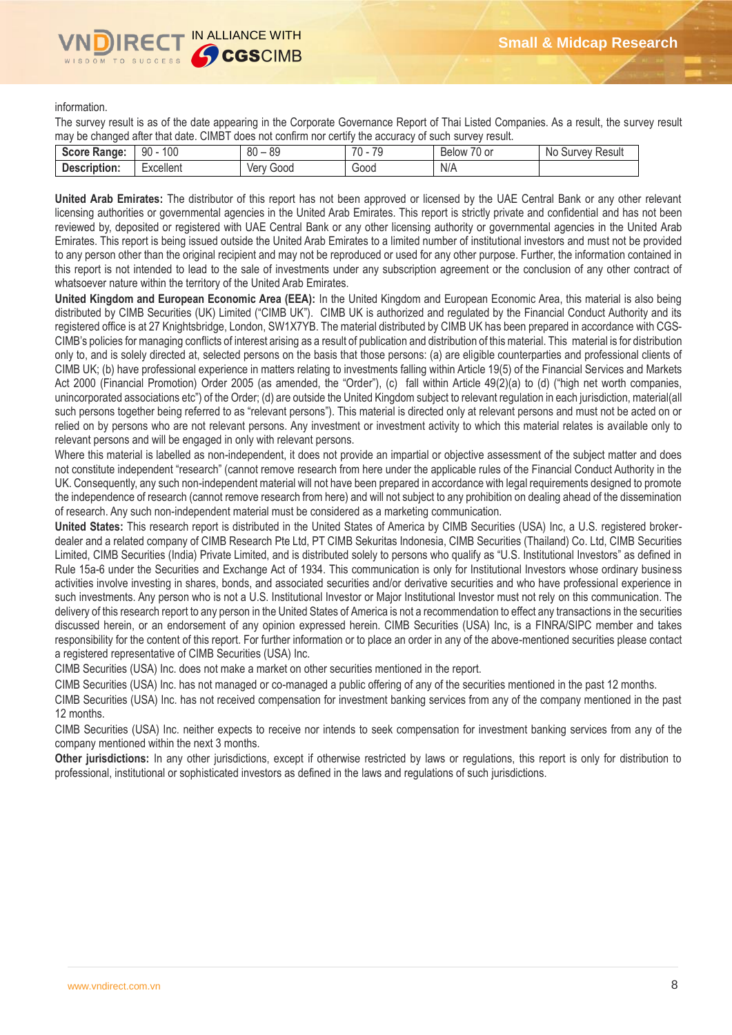information.

The survey result is as of the date appearing in the Corporate Governance Report of Thai Listed Companies. As a result, the survey result may be changed after that date. CIMBT does not confirm nor certify the accuracy of such survey result.

| **Score Range:** | 90 - 100 | 80 – 89 | 70 - 79 | Below 70 or | No Survey Result |
|---|---|---|---|---|---|
| **Description:** | Excellent | Very Good | Good | N/A | |

**United Arab Emirates:** The distributor of this report has not been approved or licensed by the UAE Central Bank or any other relevant licensing authorities or governmental agencies in the United Arab Emirates. This report is strictly private and confidential and has not been reviewed by, deposited or registered with UAE Central Bank or any other licensing authority or governmental agencies in the United Arab Emirates. This report is being issued outside the United Arab Emirates to a limited number of institutional investors and must not be provided to any person other than the original recipient and may not be reproduced or used for any other purpose. Further, the information contained in this report is not intended to lead to the sale of investments under any subscription agreement or the conclusion of any other contract of whatsoever nature within the territory of the United Arab Emirates.

**United Kingdom and European Economic Area (EEA):** In the United Kingdom and European Economic Area, this material is also being distributed by CIMB Securities (UK) Limited ("CIMB UK"). CIMB UK is authorized and regulated by the Financial Conduct Authority and its registered office is at 27 Knightsbridge, London, SW1X7YB. The material distributed by CIMB UK has been prepared in accordance with CGS-CIMB's policies for managing conflicts of interest arising as a result of publication and distribution of this material. This material is for distribution only to, and is solely directed at, selected persons on the basis that those persons: (a) are eligible counterparties and professional clients of CIMB UK; (b) have professional experience in matters relating to investments falling within Article 19(5) of the Financial Services and Markets Act 2000 (Financial Promotion) Order 2005 (as amended, the "Order"), (c) fall within Article 49(2)(a) to (d) ("high net worth companies, unincorporated associations etc") of the Order; (d) are outside the United Kingdom subject to relevant regulation in each jurisdiction, material(all such persons together being referred to as "relevant persons"). This material is directed only at relevant persons and must not be acted on or relied on by persons who are not relevant persons. Any investment or investment activity to which this material relates is available only to relevant persons and will be engaged in only with relevant persons.

Where this material is labelled as non-independent, it does not provide an impartial or objective assessment of the subject matter and does not constitute independent "research" (cannot remove research from here under the applicable rules of the Financial Conduct Authority in the UK. Consequently, any such non-independent material will not have been prepared in accordance with legal requirements designed to promote the independence of research (cannot remove research from here) and will not subject to any prohibition on dealing ahead of the dissemination of research. Any such non-independent material must be considered as a marketing communication.

**United States:** This research report is distributed in the United States of America by CIMB Securities (USA) Inc, a U.S. registered broker-dealer and a related company of CIMB Research Pte Ltd, PT CIMB Sekuritas Indonesia, CIMB Securities (Thailand) Co. Ltd, CIMB Securities Limited, CIMB Securities (India) Private Limited, and is distributed solely to persons who qualify as "U.S. Institutional Investors" as defined in Rule 15a-6 under the Securities and Exchange Act of 1934. This communication is only for Institutional Investors whose ordinary business activities involve investing in shares, bonds, and associated securities and/or derivative securities and who have professional experience in such investments. Any person who is not a U.S. Institutional Investor or Major Institutional Investor must not rely on this communication. The delivery of this research report to any person in the United States of America is not a recommendation to effect any transactions in the securities discussed herein, or an endorsement of any opinion expressed herein. CIMB Securities (USA) Inc, is a FINRA/SIPC member and takes responsibility for the content of this report. For further information or to place an order in any of the above-mentioned securities please contact a registered representative of CIMB Securities (USA) Inc.

CIMB Securities (USA) Inc. does not make a market on other securities mentioned in the report.

CIMB Securities (USA) Inc. has not managed or co-managed a public offering of any of the securities mentioned in the past 12 months.

CIMB Securities (USA) Inc. has not received compensation for investment banking services from any of the company mentioned in the past 12 months.

CIMB Securities (USA) Inc. neither expects to receive nor intends to seek compensation for investment banking services from any of the company mentioned within the next 3 months.

**Other jurisdictions:** In any other jurisdictions, except if otherwise restricted by laws or regulations, this report is only for distribution to professional, institutional or sophisticated investors as defined in the laws and regulations of such jurisdictions.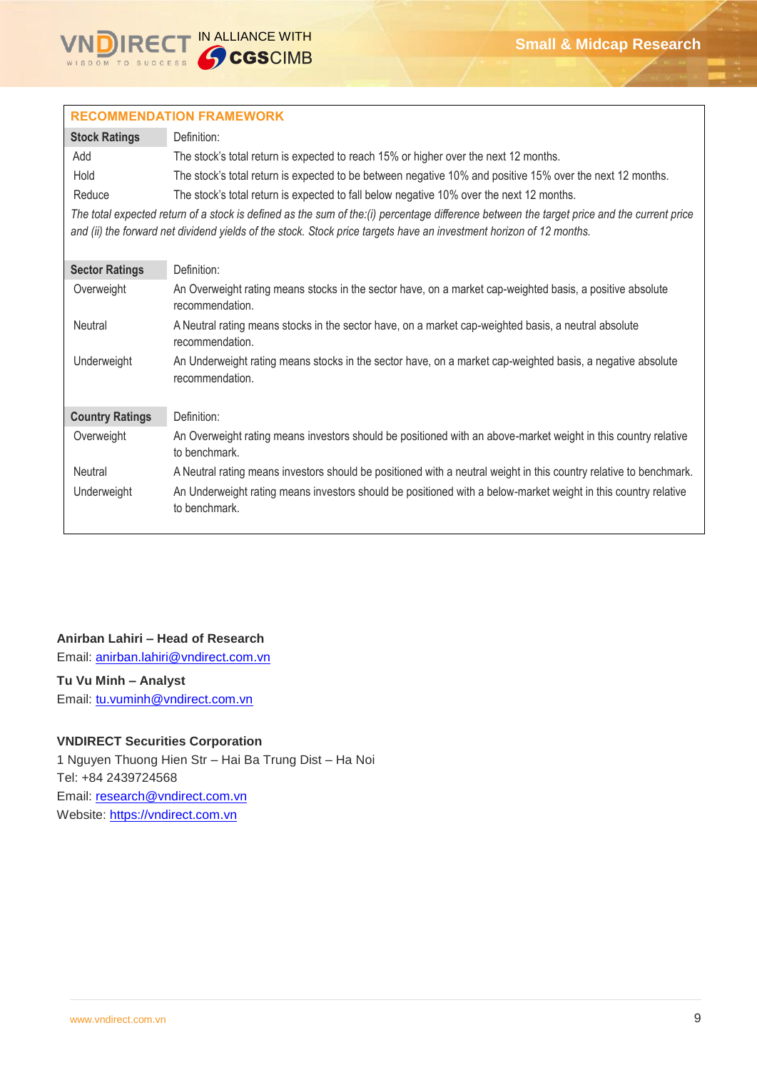## RECOMMENDATION FRAMEWORK

| Stock Ratings | Definition: |
|---|---|
| Add | The stock's total return is expected to reach 15% or higher over the next 12 months. |
| Hold | The stock's total return is expected to be between negative 10% and positive 15% over the next 12 months. |
| Reduce | The stock's total return is expected to fall below negative 10% over the next 12 months. |

*The total expected return of a stock is defined as the sum of the:(i) percentage difference between the target price and the current price and (ii) the forward net dividend yields of the stock. Stock price targets have an investment horizon of 12 months.*

| Sector Ratings | Definition: |
|---|---|
| Overweight | An Overweight rating means stocks in the sector have, on a market cap-weighted basis, a positive absolute recommendation. |
| Neutral | A Neutral rating means stocks in the sector have, on a market cap-weighted basis, a neutral absolute recommendation. |
| Underweight | An Underweight rating means stocks in the sector have, on a market cap-weighted basis, a negative absolute recommendation. |

| Country Ratings | Definition: |
|---|---|
| Overweight | An Overweight rating means investors should be positioned with an above-market weight in this country relative to benchmark. |
| Neutral | A Neutral rating means investors should be positioned with a neutral weight in this country relative to benchmark. |
| Underweight | An Underweight rating means investors should be positioned with a below-market weight in this country relative to benchmark. |

**Anirban Lahiri – Head of Research**
Email: anirban.lahiri@vndirect.com.vn

**Tu Vu Minh – Analyst**
Email: tu.vuminh@vndirect.com.vn

**VNDIRECT Securities Corporation**
1 Nguyen Thuong Hien Str – Hai Ba Trung Dist – Ha Noi
Tel: +84 2439724568
Email: research@vndirect.com.vn
Website: https://vndirect.com.vn